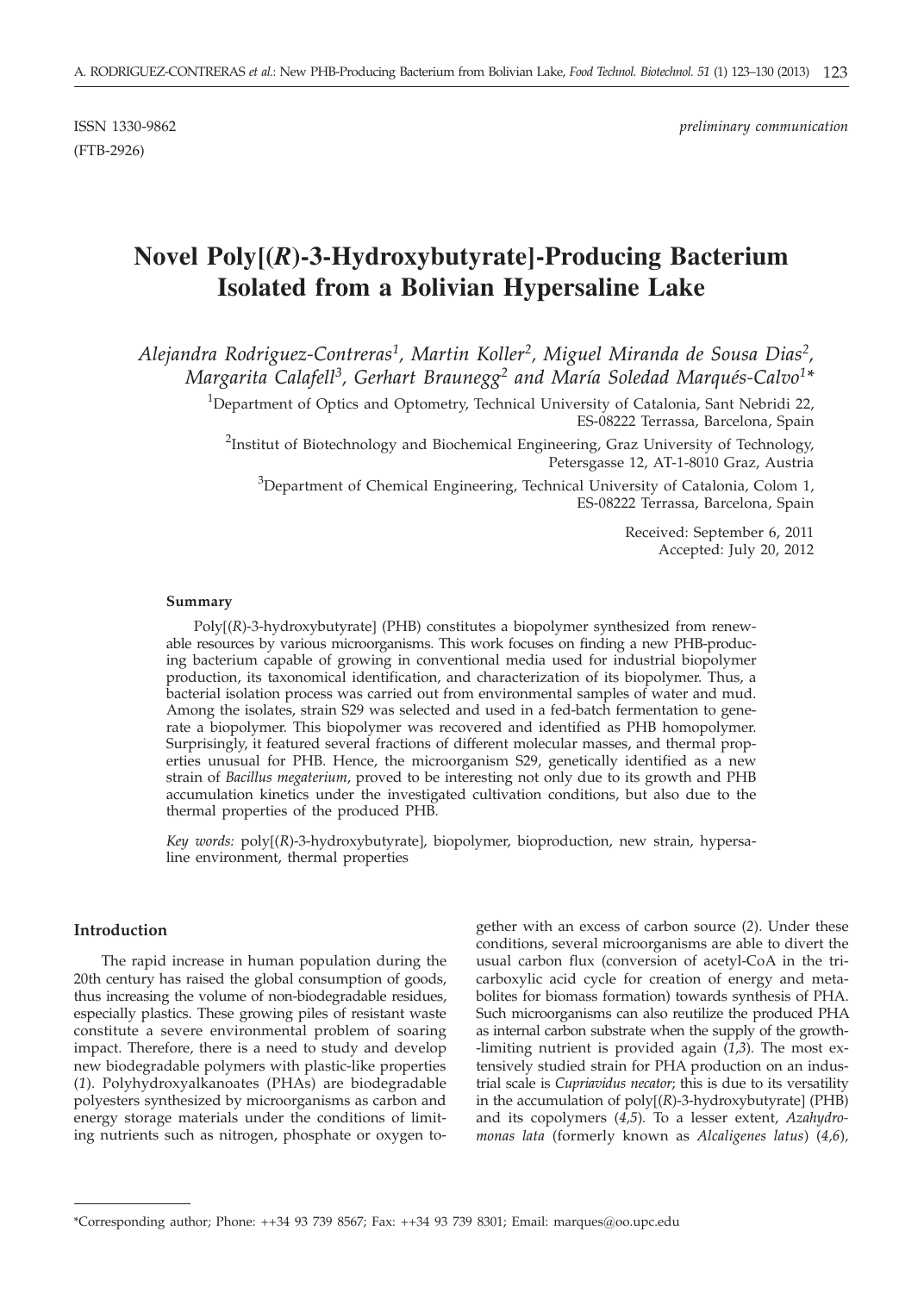ISSN 1330-9862 *preliminary communication*

(FTB-2926)

# Novel Poly[(*R*)-3-Hydroxybutyrate]-Producing Bacterium Isolated from a Bolivian Hypersaline Lake

*Alejandra Rodriguez-Contreras[1], Martin Koller[2], Miguel Miranda de Sousa Dias[2], Margarita Calafell[3], Gerhart Braunegg[2] and María Soledad Marqués-Calvo[1]\**

[1]Department of Optics and Optometry, Technical University of Catalonia, Sant Nebridi 22, ES-08222 Terrassa, Barcelona, Spain

[2]Institut of Biotechnology and Biochemical Engineering, Graz University of Technology, Petersgasse 12, AT-1-8010 Graz, Austria

[3]Department of Chemical Engineering, Technical University of Catalonia, Colom 1, ES-08222 Terrassa, Barcelona, Spain

Received: September 6, 2011
Accepted: July 20, 2012

### Summary

Poly[(*R*)-3-hydroxybutyrate] (PHB) constitutes a biopolymer synthesized from renewable resources by various microorganisms. This work focuses on finding a new PHB-producing bacterium capable of growing in conventional media used for industrial biopolymer production, its taxonomical identification, and characterization of its biopolymer. Thus, a bacterial isolation process was carried out from environmental samples of water and mud. Among the isolates, strain S29 was selected and used in a fed-batch fermentation to generate a biopolymer. This biopolymer was recovered and identified as PHB homopolymer. Surprisingly, it featured several fractions of different molecular masses, and thermal properties unusual for PHB. Hence, the microorganism S29, genetically identified as a new strain of *Bacillus megaterium*, proved to be interesting not only due to its growth and PHB accumulation kinetics under the investigated cultivation conditions, but also due to the thermal properties of the produced PHB.

*Key words:* poly[(*R*)-3-hydroxybutyrate], biopolymer, bioproduction, new strain, hypersaline environment, thermal properties

## Introduction

The rapid increase in human population during the 20th century has raised the global consumption of goods, thus increasing the volume of non-biodegradable residues, especially plastics. These growing piles of resistant waste constitute a severe environmental problem of soaring impact. Therefore, there is a need to study and develop new biodegradable polymers with plastic-like properties (*1*). Polyhydroxyalkanoates (PHAs) are biodegradable polyesters synthesized by microorganisms as carbon and energy storage materials under the conditions of limiting nutrients such as nitrogen, phosphate or oxygen together with an excess of carbon source (*2*). Under these conditions, several microorganisms are able to divert the usual carbon flux (conversion of acetyl-CoA in the tricarboxylic acid cycle for creation of energy and metabolites for biomass formation) towards synthesis of PHA. Such microorganisms can also reutilize the produced PHA as internal carbon substrate when the supply of the growth-limiting nutrient is provided again (*1,3*). The most extensively studied strain for PHA production on an industrial scale is *Cupriavidus necator*; this is due to its versatility in the accumulation of poly[(*R*)-3-hydroxybutyrate] (PHB) and its copolymers (*4,5*). To a lesser extent, *Azahydromonas lata* (formerly known as *Alcaligenes latus*) (*4,6*),

---

\*Corresponding author; Phone: ++34 93 739 8567; Fax: ++34 93 739 8301; Email: marques@oo.upc.edu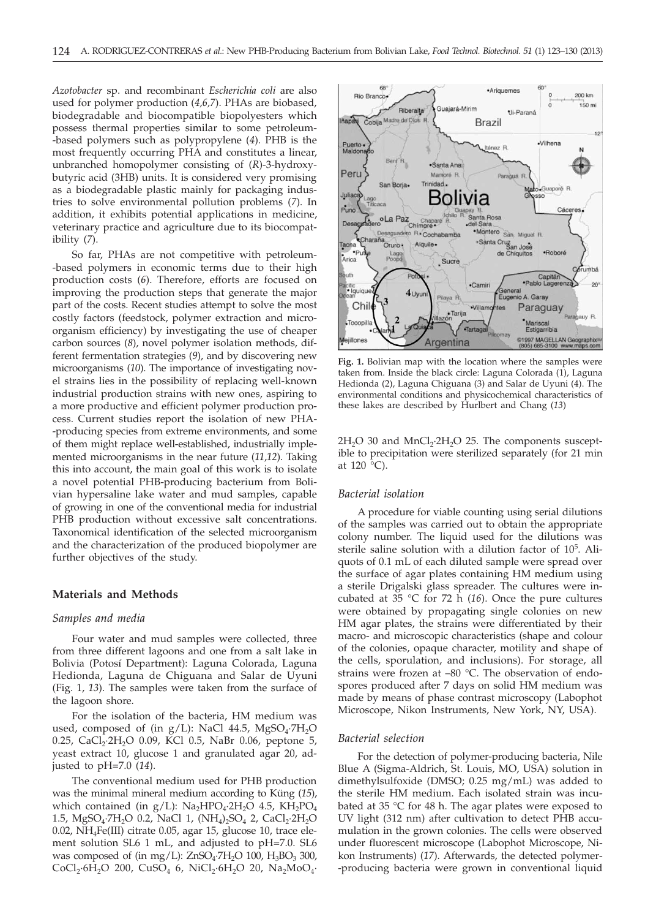*Azotobacter* sp. and recombinant *Escherichia coli* are also used for polymer production (*4*,*6*,*7*). PHAs are biobased, biodegradable and biocompatible biopolyesters which possess thermal properties similar to some petroleum-based polymers such as polypropylene (*4*). PHB is the most frequently occurring PHA and constitutes a linear, unbranched homopolymer consisting of (*R*)-3-hydroxybutyric acid (3HB) units. It is considered very promising as a biodegradable plastic mainly for packaging industries to solve environmental pollution problems (*7*). In addition, it exhibits potential applications in medicine, veterinary practice and agriculture due to its biocompatibility (*7*).

So far, PHAs are not competitive with petroleum-based polymers in economic terms due to their high production costs (*6*). Therefore, efforts are focused on improving the production steps that generate the major part of the costs. Recent studies attempt to solve the most costly factors (feedstock, polymer extraction and microorganism efficiency) by investigating the use of cheaper carbon sources (*8*), novel polymer isolation methods, different fermentation strategies (*9*), and by discovering new microorganisms (*10*). The importance of investigating novel strains lies in the possibility of replacing well-known industrial production strains with new ones, aspiring to a more productive and efficient polymer production process. Current studies report the isolation of new PHA-producing species from extreme environments, and some of them might replace well-established, industrially implemented microorganisms in the near future (*11*,*12*). Taking this into account, the main goal of this work is to isolate a novel potential PHB-producing bacterium from Bolivian hypersaline lake water and mud samples, capable of growing in one of the conventional media for industrial PHB production without excessive salt concentrations. Taxonomical identification of the selected microorganism and the characterization of the produced biopolymer are further objectives of the study.

## Materials and Methods

### *Samples and media*

Four water and mud samples were collected, three from three different lagoons and one from a salt lake in Bolivia (Potosí Department): Laguna Colorada, Laguna Hedionda, Laguna de Chiguana and Salar de Uyuni (Fig. 1, *13*). The samples were taken from the surface of the lagoon shore.

For the isolation of the bacteria, HM medium was used, composed of (in g/L): NaCl 44.5, $MgSO_4{\cdot}7H_2O$ 0.25, $CaCl_2{\cdot}2H_2O$ 0.09, KCl 0.5, NaBr 0.06, peptone 5, yeast extract 10, glucose 1 and granulated agar 20, adjusted to pH=7.0 (*14*).

The conventional medium used for PHB production was the minimal mineral medium according to Küng (*15*), which contained (in g/L): $Na_2HPO_4{\cdot}2H_2O$ 4.5, $KH_2PO_4$ 1.5, $MgSO_4{\cdot}7H_2O$ 0.2, NaCl 1, $(NH_4)_2SO_4$ 2, $CaCl_2{\cdot}2H_2O$ 0.02, $NH_4Fe(III)$ citrate 0.05, agar 15, glucose 10, trace element solution SL6 1 mL, and adjusted to pH=7.0. SL6 was composed of (in mg/L): $ZnSO_4{\cdot}7H_2O$ 100, $H_3BO_3$ 300, $CoCl_2{\cdot}6H_2O$ 200, $CuSO_4$ 6, $NiCl_2{\cdot}6H_2O$ 20, $Na_2MoO_4{\cdot}2H_2O$ 30 and $MnCl_2{\cdot}2H_2O$ 25. The components susceptible to precipitation were sterilized separately (for 21 min at 120 °C).

Fig. 1. Bolivian map with the location where the samples were taken from. Inside the black circle: Laguna Colorada (1), Laguna Hedionda (2), Laguna Chiguana (3) and Salar de Uyuni (4). The environmental conditions and physicochemical characteristics of these lakes are described by Hurlbert and Chang (*13*)

### *Bacterial isolation*

A procedure for viable counting using serial dilutions of the samples was carried out to obtain the appropriate colony number. The liquid used for the dilutions was sterile saline solution with a dilution factor of $10^5$. Aliquots of 0.1 mL of each diluted sample were spread over the surface of agar plates containing HM medium using a sterile Drigalski glass spreader. The cultures were incubated at 35 °C for 72 h (*16*). Once the pure cultures were obtained by propagating single colonies on new HM agar plates, the strains were differentiated by their macro- and microscopic characteristics (shape and colour of the colonies, opaque character, motility and shape of the cells, sporulation, and inclusions). For storage, all strains were frozen at –80 °C. The observation of endospores produced after 7 days on solid HM medium was made by means of phase contrast microscopy (Labophot Microscope, Nikon Instruments, New York, NY, USA).

### *Bacterial selection*

For the detection of polymer-producing bacteria, Nile Blue A (Sigma-Aldrich, St. Louis, MO, USA) solution in dimethylsulfoxide (DMSO; 0.25 mg/mL) was added to the sterile HM medium. Each isolated strain was incubated at 35 °C for 48 h. The agar plates were exposed to UV light (312 nm) after cultivation to detect PHB accumulation in the grown colonies. The cells were observed under fluorescent microscope (Labophot Microscope, Nikon Instruments) (*17*). Afterwards, the detected polymer-producing bacteria were grown in conventional liquid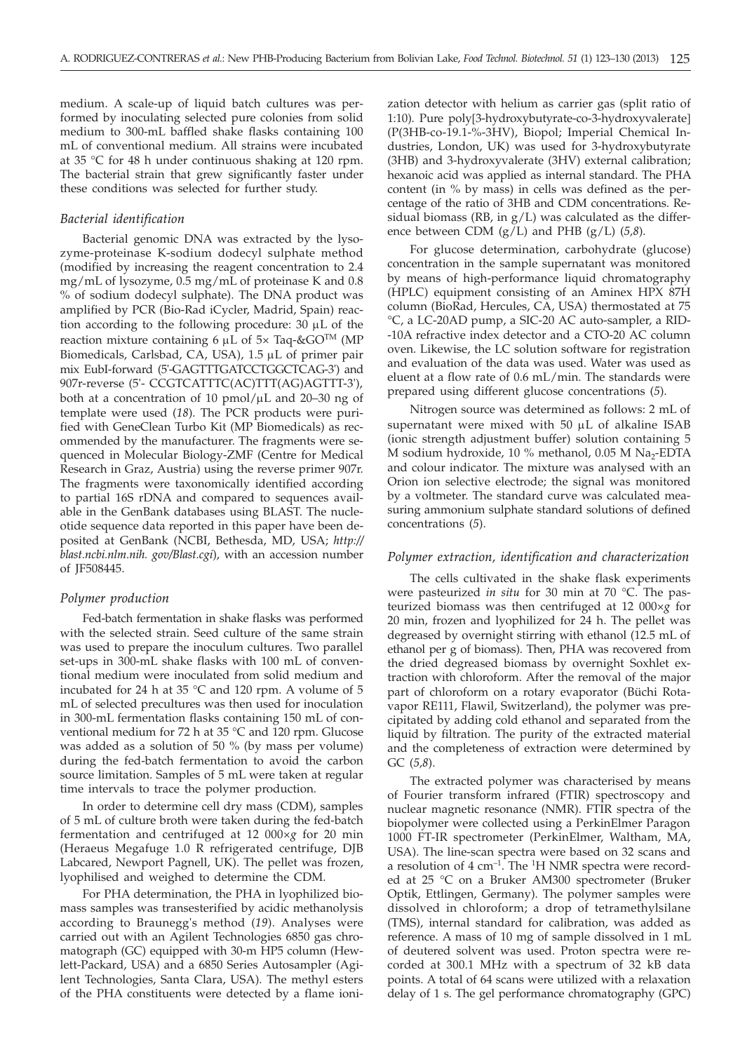medium. A scale-up of liquid batch cultures was performed by inoculating selected pure colonies from solid medium to 300-mL baffled shake flasks containing 100 mL of conventional medium. All strains were incubated at 35 °C for 48 h under continuous shaking at 120 rpm. The bacterial strain that grew significantly faster under these conditions was selected for further study.

### *Bacterial identification*

Bacterial genomic DNA was extracted by the lysozyme-proteinase K-sodium dodecyl sulphate method (modified by increasing the reagent concentration to 2.4 mg/mL of lysozyme, 0.5 mg/mL of proteinase K and 0.8 % of sodium dodecyl sulphate). The DNA product was amplified by PCR (Bio-Rad iCycler, Madrid, Spain) reaction according to the following procedure: 30 µL of the reaction mixture containing 6 µL of 5× Taq-&GO™ (MP Biomedicals, Carlsbad, CA, USA), 1.5 µL of primer pair mix EubI-forward (5'-GAGTTTGATCCTGGCTCAG-3') and 907r-reverse (5'- CCGTCATTTC(AC)TTT(AG)AGTTT-3'), both at a concentration of 10 pmol/µL and 20–30 ng of template were used (*18*). The PCR products were purified with GeneClean Turbo Kit (MP Biomedicals) as recommended by the manufacturer. The fragments were sequenced in Molecular Biology-ZMF (Centre for Medical Research in Graz, Austria) using the reverse primer 907r. The fragments were taxonomically identified according to partial 16S rDNA and compared to sequences available in the GenBank databases using BLAST. The nucleotide sequence data reported in this paper have been deposited at GenBank (NCBI, Bethesda, MD, USA; *http://blast.ncbi.nlm.nih. gov/Blast.cgi*), with an accession number of JF508445.

### *Polymer production*

Fed-batch fermentation in shake flasks was performed with the selected strain. Seed culture of the same strain was used to prepare the inoculum cultures. Two parallel set-ups in 300-mL shake flasks with 100 mL of conventional medium were inoculated from solid medium and incubated for 24 h at 35 °C and 120 rpm. A volume of 5 mL of selected precultures was then used for inoculation in 300-mL fermentation flasks containing 150 mL of conventional medium for 72 h at 35 °C and 120 rpm. Glucose was added as a solution of 50 % (by mass per volume) during the fed-batch fermentation to avoid the carbon source limitation. Samples of 5 mL were taken at regular time intervals to trace the polymer production.

In order to determine cell dry mass (CDM), samples of 5 mL of culture broth were taken during the fed-batch fermentation and centrifuged at 12 000×*g* for 20 min (Heraeus Megafuge 1.0 R refrigerated centrifuge, DJB Labcared, Newport Pagnell, UK). The pellet was frozen, lyophilised and weighed to determine the CDM.

For PHA determination, the PHA in lyophilized biomass samples was transesterified by acidic methanolysis according to Braunegg's method (*19*). Analyses were carried out with an Agilent Technologies 6850 gas chromatograph (GC) equipped with 30-m HP5 column (Hewlett-Packard, USA) and a 6850 Series Autosampler (Agilent Technologies, Santa Clara, USA). The methyl esters of the PHA constituents were detected by a flame ionization detector with helium as carrier gas (split ratio of 1:10). Pure poly[3-hydroxybutyrate-co-3-hydroxyvalerate] (P(3HB-co-19.1-%-3HV), Biopol; Imperial Chemical Industries, London, UK) was used for 3-hydroxybutyrate (3HB) and 3-hydroxyvalerate (3HV) external calibration; hexanoic acid was applied as internal standard. The PHA content (in % by mass) in cells was defined as the percentage of the ratio of 3HB and CDM concentrations. Residual biomass (RB, in g/L) was calculated as the difference between CDM (g/L) and PHB (g/L) (*5,8*).

For glucose determination, carbohydrate (glucose) concentration in the sample supernatant was monitored by means of high-performance liquid chromatography (HPLC) equipment consisting of an Aminex HPX 87H column (BioRad, Hercules, CA, USA) thermostated at 75 °C, a LC-20AD pump, a SIC-20 AC auto-sampler, a RID-10A refractive index detector and a CTO-20 AC column oven. Likewise, the LC solution software for registration and evaluation of the data was used. Water was used as eluent at a flow rate of 0.6 mL/min. The standards were prepared using different glucose concentrations (*5*).

Nitrogen source was determined as follows: 2 mL of supernatant were mixed with 50 µL of alkaline ISAB (ionic strength adjustment buffer) solution containing 5 M sodium hydroxide, 10 % methanol, 0.05 M $Na_2$-EDTA and colour indicator. The mixture was analysed with an Orion ion selective electrode; the signal was monitored by a voltmeter. The standard curve was calculated measuring ammonium sulphate standard solutions of defined concentrations (*5*).

### *Polymer extraction, identification and characterization*

The cells cultivated in the shake flask experiments were pasteurized *in situ* for 30 min at 70 °C. The pasteurized biomass was then centrifuged at 12 000×*g* for 20 min, frozen and lyophilized for 24 h. The pellet was degreased by overnight stirring with ethanol (12.5 mL of ethanol per g of biomass). Then, PHA was recovered from the dried degreased biomass by overnight Soxhlet extraction with chloroform. After the removal of the major part of chloroform on a rotary evaporator (Büchi Rotavapor RE111, Flawil, Switzerland), the polymer was precipitated by adding cold ethanol and separated from the liquid by filtration. The purity of the extracted material and the completeness of extraction were determined by GC (*5,8*).

The extracted polymer was characterised by means of Fourier transform infrared (FTIR) spectroscopy and nuclear magnetic resonance (NMR). FTIR spectra of the biopolymer were collected using a PerkinElmer Paragon 1000 FT-IR spectrometer (PerkinElmer, Waltham, MA, USA). The line-scan spectra were based on 32 scans and a resolution of 4 $cm^{-1}$. The $^1H$ NMR spectra were recorded at 25 °C on a Bruker AM300 spectrometer (Bruker Optik, Ettlingen, Germany). The polymer samples were dissolved in chloroform; a drop of tetramethylsilane (TMS), internal standard for calibration, was added as reference. A mass of 10 mg of sample dissolved in 1 mL of deutered solvent was used. Proton spectra were recorded at 300.1 MHz with a spectrum of 32 kB data points. A total of 64 scans were utilized with a relaxation delay of 1 s. The gel performance chromatography (GPC)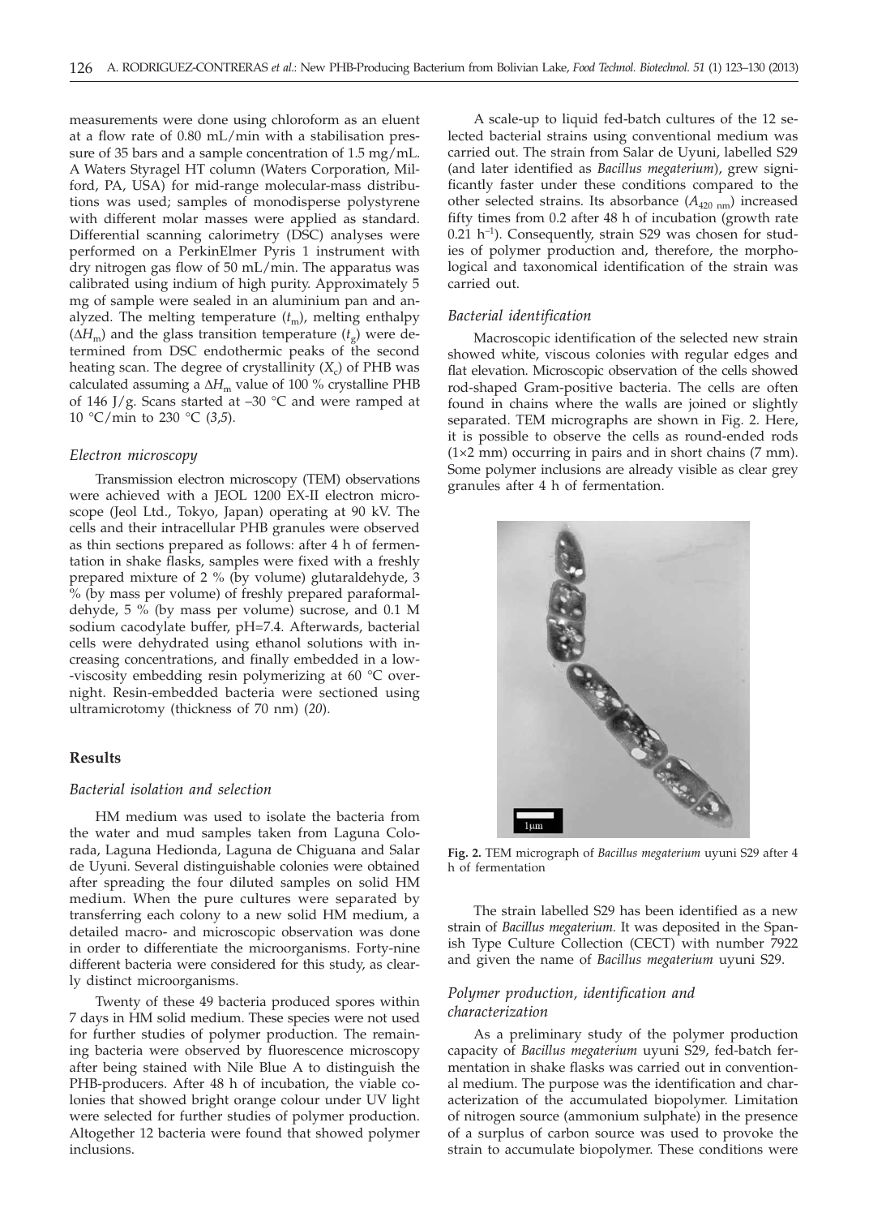measurements were done using chloroform as an eluent at a flow rate of 0.80 mL/min with a stabilisation pressure of 35 bars and a sample concentration of 1.5 mg/mL. A Waters Styragel HT column (Waters Corporation, Milford, PA, USA) for mid-range molecular-mass distributions was used; samples of monodisperse polystyrene with different molar masses were applied as standard. Differential scanning calorimetry (DSC) analyses were performed on a PerkinElmer Pyris 1 instrument with dry nitrogen gas flow of 50 mL/min. The apparatus was calibrated using indium of high purity. Approximately 5 mg of sample were sealed in an aluminium pan and analyzed. The melting temperature ($t_m$), melting enthalpy ($\Delta H_m$) and the glass transition temperature ($t_g$) were determined from DSC endothermic peaks of the second heating scan. The degree of crystallinity ($X_c$) of PHB was calculated assuming a $\Delta H_m$ value of 100 % crystalline PHB of 146 J/g. Scans started at –30 °C and were ramped at 10 °C/min to 230 °C (*3,5*).

### *Electron microscopy*

Transmission electron microscopy (TEM) observations were achieved with a JEOL 1200 EX-II electron microscope (Jeol Ltd., Tokyo, Japan) operating at 90 kV. The cells and their intracellular PHB granules were observed as thin sections prepared as follows: after 4 h of fermentation in shake flasks, samples were fixed with a freshly prepared mixture of 2 % (by volume) glutaraldehyde, 3 % (by mass per volume) of freshly prepared paraformaldehyde, 5 % (by mass per volume) sucrose, and 0.1 M sodium cacodylate buffer, pH=7.4. Afterwards, bacterial cells were dehydrated using ethanol solutions with increasing concentrations, and finally embedded in a low-viscosity embedding resin polymerizing at 60 °C overnight. Resin-embedded bacteria were sectioned using ultramicrotomy (thickness of 70 nm) (*20*).

## Results

### *Bacterial isolation and selection*

HM medium was used to isolate the bacteria from the water and mud samples taken from Laguna Colorada, Laguna Hedionda, Laguna de Chiguana and Salar de Uyuni. Several distinguishable colonies were obtained after spreading the four diluted samples on solid HM medium. When the pure cultures were separated by transferring each colony to a new solid HM medium, a detailed macro- and microscopic observation was done in order to differentiate the microorganisms. Forty-nine different bacteria were considered for this study, as clearly distinct microorganisms.

Twenty of these 49 bacteria produced spores within 7 days in HM solid medium. These species were not used for further studies of polymer production. The remaining bacteria were observed by fluorescence microscopy after being stained with Nile Blue A to distinguish the PHB-producers. After 48 h of incubation, the viable colonies that showed bright orange colour under UV light were selected for further studies of polymer production. Altogether 12 bacteria were found that showed polymer inclusions.

A scale-up to liquid fed-batch cultures of the 12 selected bacterial strains using conventional medium was carried out. The strain from Salar de Uyuni, labelled S29 (and later identified as *Bacillus megaterium*), grew significantly faster under these conditions compared to the other selected strains. Its absorbance ($A_{420\ nm}$) increased fifty times from 0.2 after 48 h of incubation (growth rate 0.21 $h^{-1}$). Consequently, strain S29 was chosen for studies of polymer production and, therefore, the morphological and taxonomical identification of the strain was carried out.

### *Bacterial identification*

Macroscopic identification of the selected new strain showed white, viscous colonies with regular edges and flat elevation. Microscopic observation of the cells showed rod-shaped Gram-positive bacteria. The cells are often found in chains where the walls are joined or slightly separated. TEM micrographs are shown in Fig. 2. Here, it is possible to observe the cells as round-ended rods (1×2 mm) occurring in pairs and in short chains (7 mm). Some polymer inclusions are already visible as clear grey granules after 4 h of fermentation.

**Fig. 2.** TEM micrograph of *Bacillus megaterium* uyuni S29 after 4 h of fermentation

The strain labelled S29 has been identified as a new strain of *Bacillus megaterium*. It was deposited in the Spanish Type Culture Collection (CECT) with number 7922 and given the name of *Bacillus megaterium* uyuni S29.

### *Polymer production, identification and characterization*

As a preliminary study of the polymer production capacity of *Bacillus megaterium* uyuni S29, fed-batch fermentation in shake flasks was carried out in conventional medium. The purpose was the identification and characterization of the accumulated biopolymer. Limitation of nitrogen source (ammonium sulphate) in the presence of a surplus of carbon source was used to provoke the strain to accumulate biopolymer. These conditions were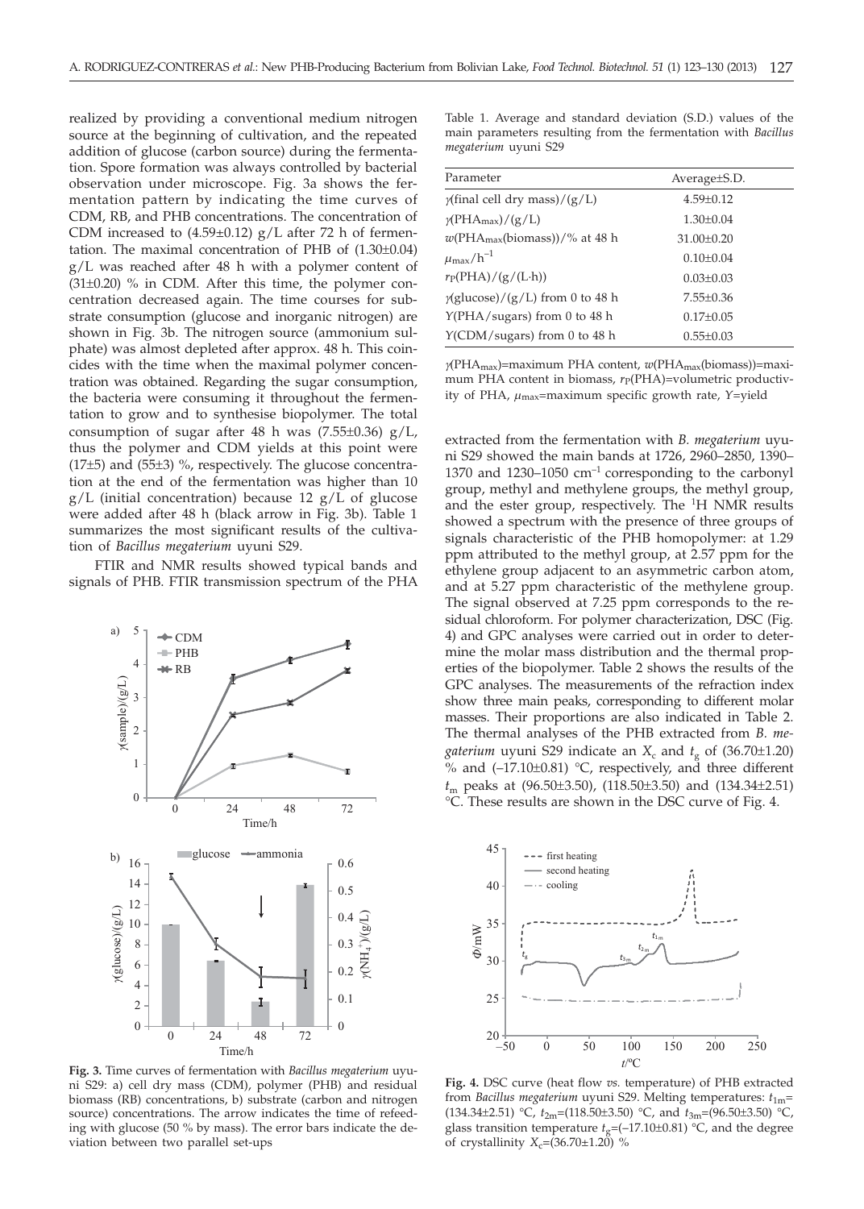realized by providing a conventional medium nitrogen source at the beginning of cultivation, and the repeated addition of glucose (carbon source) during the fermentation. Spore formation was always controlled by bacterial observation under microscope. Fig. 3a shows the fermentation pattern by indicating the time curves of CDM, RB, and PHB concentrations. The concentration of CDM increased to (4.59±0.12) g/L after 72 h of fermentation. The maximal concentration of PHB of (1.30±0.04) g/L was reached after 48 h with a polymer content of (31±0.20) % in CDM. After this time, the polymer concentration decreased again. The time courses for substrate consumption (glucose and inorganic nitrogen) are shown in Fig. 3b. The nitrogen source (ammonium sulphate) was almost depleted after approx. 48 h. This coincides with the time when the maximal polymer concentration was obtained. Regarding the sugar consumption, the bacteria were consuming it throughout the fermentation to grow and to synthesise biopolymer. The total consumption of sugar after 48 h was (7.55±0.36) g/L, thus the polymer and CDM yields at this point were (17±5) and (55±3) %, respectively. The glucose concentration at the end of the fermentation was higher than 10 g/L (initial concentration) because 12 g/L of glucose were added after 48 h (black arrow in Fig. 3b). Table 1 summarizes the most significant results of the cultivation of *Bacillus megaterium* uyuni S29.

FTIR and NMR results showed typical bands and signals of PHB. FTIR transmission spectrum of the PHA extracted from the fermentation with *B. megaterium* uyuni S29 showed the main bands at 1726, 2960–2850, 1390–1370 and 1230–1050 cm$^{-1}$ corresponding to the carbonyl group, methyl and methylene groups, the methyl group, and the ester group, respectively. The $^{1}H$ NMR results showed a spectrum with the presence of three groups of signals characteristic of the PHB homopolymer: at 1.29 ppm attributed to the methyl group, at 2.57 ppm for the ethylene group adjacent to an asymmetric carbon atom, and at 5.27 ppm characteristic of the methylene group. The signal observed at 7.25 ppm corresponds to the residual chloroform. For polymer characterization, DSC (Fig. 4) and GPC analyses were carried out in order to determine the molar mass distribution and the thermal properties of the biopolymer. Table 2 shows the results of the GPC analyses. The measurements of the refraction index show three main peaks, corresponding to different molar masses. Their proportions are also indicated in Table 2. The thermal analyses of the PHB extracted from *B. megaterium* uyuni S29 indicate an $X_c$ and $t_g$ of (36.70±1.20) % and (–17.10±0.81) °C, respectively, and three different $t_m$ peaks at (96.50±3.50), (118.50±3.50) and (134.34±2.51) °C. These results are shown in the DSC curve of Fig. 4.

Table 1. Average and standard deviation (S.D.) values of the main parameters resulting from the fermentation with *Bacillus megaterium* uyuni S29

| Parameter | Average±S.D. |
|---|---|
| $\gamma$(final cell dry mass)/(g/L) | 4.59±0.12 |
| $\gamma(PHA_{max})$/(g/L) | 1.30±0.04 |
| $w(PHA_{max}$(biomass))/% at 48 h | 31.00±0.20 |
| $\mu_{max}$/h$^{-1}$ | 0.10±0.04 |
| $r_P$(PHA)/(g/(L·h)) | 0.03±0.03 |
| $\gamma$(glucose)/(g/L) from 0 to 48 h | 7.55±0.36 |
| Y(PHA/sugars) from 0 to 48 h | 0.17±0.05 |
| Y(CDM/sugars) from 0 to 48 h | 0.55±0.03 |

$\gamma(PHA_{max})$=maximum PHA content, $w(PHA_{max}$(biomass))=maximum PHA content in biomass, $r_P$(PHA)=volumetric productivity of PHA, $\mu_{max}$=maximum specific growth rate, Y=yield

**Fig. 3.** Time curves of fermentation with *Bacillus megaterium* uyuni S29: a) cell dry mass (CDM), polymer (PHB) and residual biomass (RB) concentrations, b) substrate (carbon and nitrogen source) concentrations. The arrow indicates the time of refeeding with glucose (50 % by mass). The error bars indicate the deviation between two parallel set-ups

**Fig. 4.** DSC curve (heat flow *vs.* temperature) of PHB extracted from *Bacillus megaterium* uyuni S29. Melting temperatures: $t_{1m}$=(134.34±2.51) °C, $t_{2m}$=(118.50±3.50) °C, and $t_{3m}$=(96.50±3.50) °C, glass transition temperature $t_g$=(–17.10±0.81) °C, and the degree of crystallinity $X_c$=(36.70±1.20) %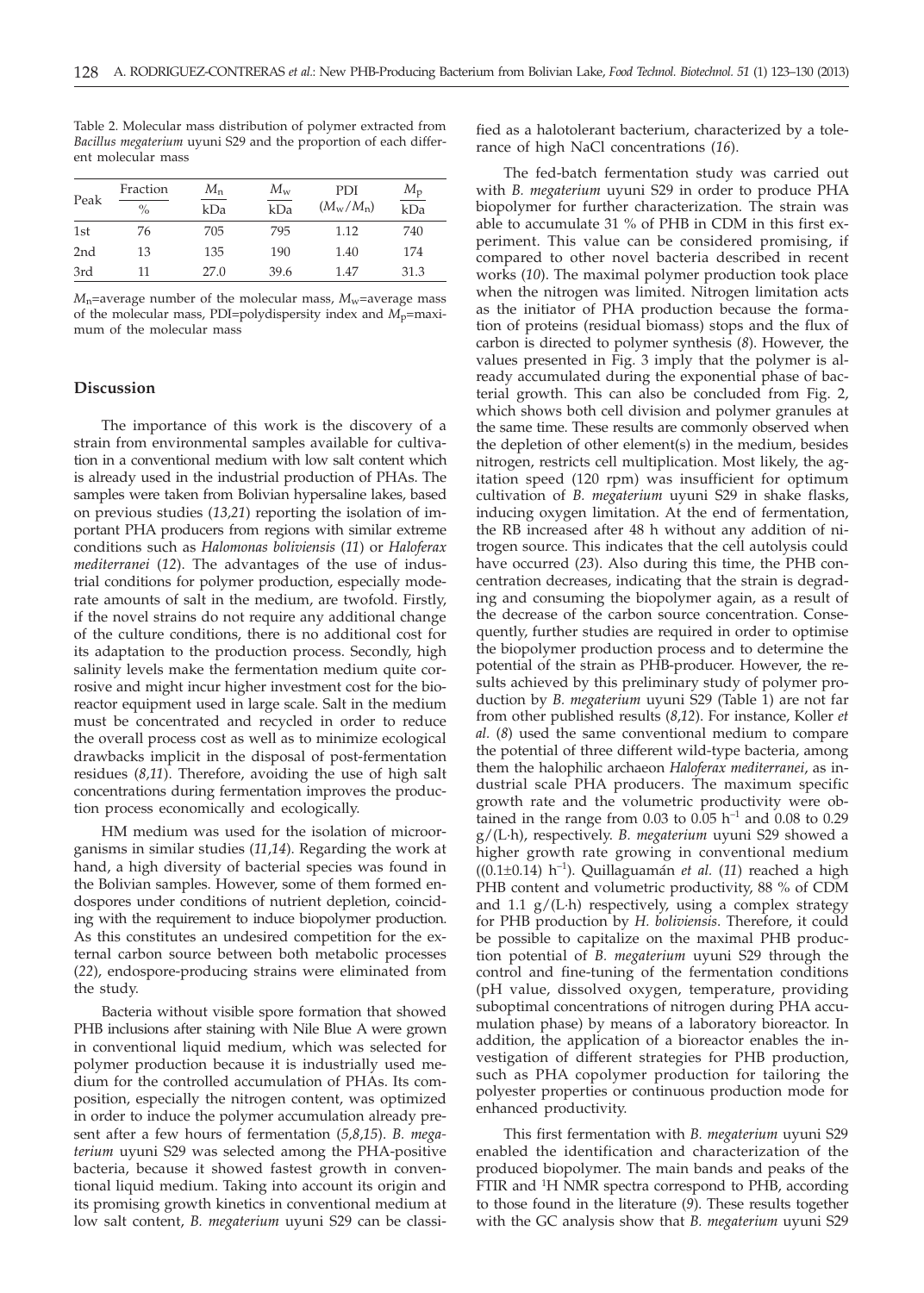Table 2. Molecular mass distribution of polymer extracted from *Bacillus megaterium* uyuni S29 and the proportion of each different molecular mass

| Peak | Fraction % | $M_n$ kDa | $M_w$ kDa | PDI $(M_w/M_n)$ | $M_p$ kDa |
|---|---|---|---|---|---|
| 1st | 76 | 705 | 795 | 1.12 | 740 |
| 2nd | 13 | 135 | 190 | 1.40 | 174 |
| 3rd | 11 | 27.0 | 39.6 | 1.47 | 31.3 |

$M_n$=average number of the molecular mass, $M_w$=average mass of the molecular mass, PDI=polydispersity index and $M_p$=maximum of the molecular mass

## Discussion

The importance of this work is the discovery of a strain from environmental samples available for cultivation in a conventional medium with low salt content which is already used in the industrial production of PHAs. The samples were taken from Bolivian hypersaline lakes, based on previous studies (*13,21*) reporting the isolation of important PHA producers from regions with similar extreme conditions such as *Halomonas boliviensis* (*11*) or *Haloferax mediterranei* (*12*). The advantages of the use of industrial conditions for polymer production, especially moderate amounts of salt in the medium, are twofold. Firstly, if the novel strains do not require any additional change of the culture conditions, there is no additional cost for its adaptation to the production process. Secondly, high salinity levels make the fermentation medium quite corrosive and might incur higher investment cost for the bioreactor equipment used in large scale. Salt in the medium must be concentrated and recycled in order to reduce the overall process cost as well as to minimize ecological drawbacks implicit in the disposal of post-fermentation residues (*8,11*). Therefore, avoiding the use of high salt concentrations during fermentation improves the production process economically and ecologically.

HM medium was used for the isolation of microorganisms in similar studies (*11,14*). Regarding the work at hand, a high diversity of bacterial species was found in the Bolivian samples. However, some of them formed endospores under conditions of nutrient depletion, coinciding with the requirement to induce biopolymer production. As this constitutes an undesired competition for the external carbon source between both metabolic processes (*22*), endospore-producing strains were eliminated from the study.

Bacteria without visible spore formation that showed PHB inclusions after staining with Nile Blue A were grown in conventional liquid medium, which was selected for polymer production because it is industrially used medium for the controlled accumulation of PHAs. Its composition, especially the nitrogen content, was optimized in order to induce the polymer accumulation already present after a few hours of fermentation (*5,8,15*). *B. megaterium* uyuni S29 was selected among the PHA-positive bacteria, because it showed fastest growth in conventional liquid medium. Taking into account its origin and its promising growth kinetics in conventional medium at low salt content, *B. megaterium* uyuni S29 can be classified as a halotolerant bacterium, characterized by a tolerance of high NaCl concentrations (*16*).

The fed-batch fermentation study was carried out with *B. megaterium* uyuni S29 in order to produce PHA biopolymer for further characterization. The strain was able to accumulate 31 % of PHB in CDM in this first experiment. This value can be considered promising, if compared to other novel bacteria described in recent works (*10*). The maximal polymer production took place when the nitrogen was limited. Nitrogen limitation acts as the initiator of PHA production because the formation of proteins (residual biomass) stops and the flux of carbon is directed to polymer synthesis (*8*). However, the values presented in Fig. 3 imply that the polymer is already accumulated during the exponential phase of bacterial growth. This can also be concluded from Fig. 2, which shows both cell division and polymer granules at the same time. These results are commonly observed when the depletion of other element(s) in the medium, besides nitrogen, restricts cell multiplication. Most likely, the agitation speed (120 rpm) was insufficient for optimum cultivation of *B. megaterium* uyuni S29 in shake flasks, inducing oxygen limitation. At the end of fermentation, the RB increased after 48 h without any addition of nitrogen source. This indicates that the cell autolysis could have occurred (*23*). Also during this time, the PHB concentration decreases, indicating that the strain is degrading and consuming the biopolymer again, as a result of the decrease of the carbon source concentration. Consequently, further studies are required in order to optimise the biopolymer production process and to determine the potential of the strain as PHB-producer. However, the results achieved by this preliminary study of polymer production by *B. megaterium* uyuni S29 (Table 1) are not far from other published results (*8,12*). For instance, Koller *et al.* (*8*) used the same conventional medium to compare the potential of three different wild-type bacteria, among them the halophilic archaeon *Haloferax mediterranei*, as industrial scale PHA producers. The maximum specific growth rate and the volumetric productivity were obtained in the range from 0.03 to 0.05 $h^{-1}$ and 0.08 to 0.29 g/(L·h), respectively. *B. megaterium* uyuni S29 showed a higher growth rate growing in conventional medium ((0.1±0.14) $h^{-1}$). Quillaguamán *et al.* (*11*) reached a high PHB content and volumetric productivity, 88 % of CDM and 1.1 g/(L·h) respectively, using a complex strategy for PHB production by *H. boliviensis*. Therefore, it could be possible to capitalize on the maximal PHB production potential of *B. megaterium* uyuni S29 through the control and fine-tuning of the fermentation conditions (pH value, dissolved oxygen, temperature, providing suboptimal concentrations of nitrogen during PHA accumulation phase) by means of a laboratory bioreactor. In addition, the application of a bioreactor enables the investigation of different strategies for PHB production, such as PHA copolymer production for tailoring the polyester properties or continuous production mode for enhanced productivity.

This first fermentation with *B. megaterium* uyuni S29 enabled the identification and characterization of the produced biopolymer. The main bands and peaks of the FTIR and $^{1}$H NMR spectra correspond to PHB, according to those found in the literature (*9*). These results together with the GC analysis show that *B. megaterium* uyuni S29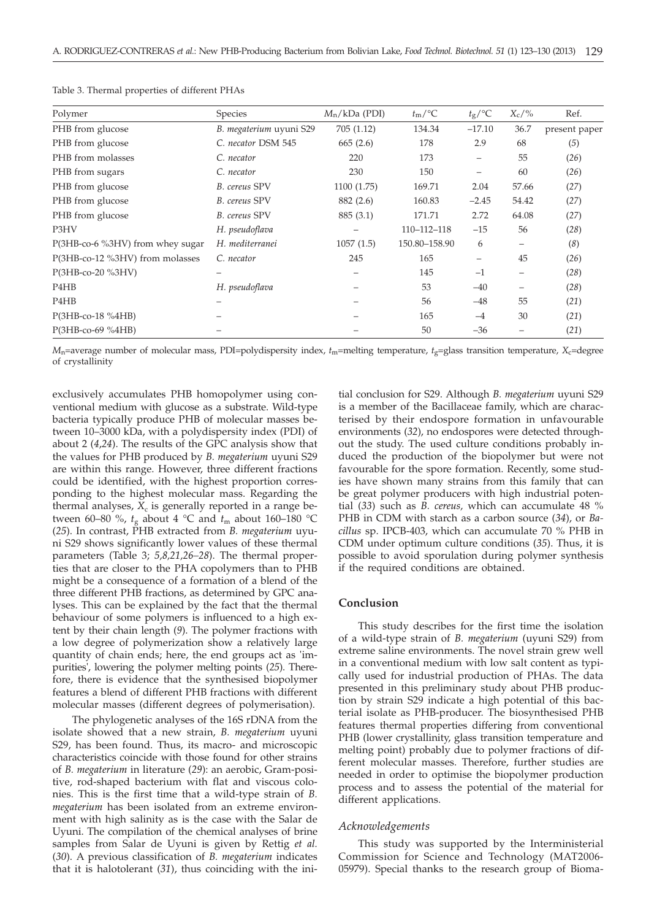Table 3. Thermal properties of different PHAs

| Polymer | Species | $M_n$/kDa (PDI) | $t_m$/°C | $t_g$/°C | $X_c$/% | Ref. |
|---|---|---|---|---|---|---|
| PHB from glucose | *B. megaterium* uyuni S29 | 705 (1.12) | 134.34 | –17.10 | 36.7 | present paper |
| PHB from glucose | *C. necator* DSM 545 | 665 (2.6) | 178 | 2.9 | 68 | (*5*) |
| PHB from molasses | *C. necator* | 220 | 173 | – | 55 | (*26*) |
| PHB from sugars | *C. necator* | 230 | 150 | – | 60 | (*26*) |
| PHB from glucose | *B. cereus* SPV | 1100 (1.75) | 169.71 | 2.04 | 57.66 | (*27*) |
| PHB from glucose | *B. cereus* SPV | 882 (2.6) | 160.83 | –2.45 | 54.42 | (*27*) |
| PHB from glucose | *B. cereus* SPV | 885 (3.1) | 171.71 | 2.72 | 64.08 | (*27*) |
| P3HV | *H. pseudoflava* | – | 110–112–118 | –15 | 56 | (*28*) |
| P(3HB-co-6 %3HV) from whey sugar | *H. mediterranei* | 1057 (1.5) | 150.80–158.90 | 6 | – | (*8*) |
| P(3HB-co-12 %3HV) from molasses | *C. necator* | 245 | 165 | – | 45 | (*26*) |
| P(3HB-co-20 %3HV) | – | – | 145 | –1 | – | (*28*) |
| P4HB | *H. pseudoflava* | – | 53 | –40 | – | (*28*) |
| P4HB | – | – | 56 | –48 | 55 | (*21*) |
| P(3HB-co-18 %4HB) | – | – | 165 | –4 | 30 | (*21*) |
| P(3HB-co-69 %4HB) | – | – | 50 | –36 | – | (*21*) |

$M_n$=average number of molecular mass, PDI=polydispersity index, $t_m$=melting temperature, $t_g$=glass transition temperature, $X_c$=degree of crystallinity

exclusively accumulates PHB homopolymer using conventional medium with glucose as a substrate. Wild-type bacteria typically produce PHB of molecular masses between 10–3000 kDa, with a polydispersity index (PDI) of about 2 (*4,24*). The results of the GPC analysis show that the values for PHB produced by *B. megaterium* uyuni S29 are within this range. However, three different fractions could be identified, with the highest proportion corresponding to the highest molecular mass. Regarding the thermal analyses, $X_c$ is generally reported in a range between 60–80 %, $t_g$ about 4 °C and $t_m$ about 160–180 °C (*25*). In contrast, PHB extracted from *B. megaterium* uyuni S29 shows significantly lower values of these thermal parameters (Table 3; *5,8,21,26–28*). The thermal properties that are closer to the PHA copolymers than to PHB might be a consequence of a formation of a blend of the three different PHB fractions, as determined by GPC analyses. This can be explained by the fact that the thermal behaviour of some polymers is influenced to a high extent by their chain length (*9*). The polymer fractions with a low degree of polymerization show a relatively large quantity of chain ends; here, the end groups act as 'impurities', lowering the polymer melting points (*25*). Therefore, there is evidence that the synthesised biopolymer features a blend of different PHB fractions with different molecular masses (different degrees of polymerisation).

The phylogenetic analyses of the 16S rDNA from the isolate showed that a new strain, *B. megaterium* uyuni S29, has been found. Thus, its macro- and microscopic characteristics coincide with those found for other strains of *B. megaterium* in literature (*29*): an aerobic, Gram-positive, rod-shaped bacterium with flat and viscous colonies. This is the first time that a wild-type strain of *B. megaterium* has been isolated from an extreme environment with high salinity as is the case with the Salar de Uyuni. The compilation of the chemical analyses of brine samples from Salar de Uyuni is given by Rettig *et al.* (*30*). A previous classification of *B. megaterium* indicates that it is halotolerant (*31*), thus coinciding with the initial conclusion for S29. Although *B. megaterium* uyuni S29 is a member of the Bacillaceae family, which are characterised by their endospore formation in unfavourable environments (*32*), no endospores were detected throughout the study. The used culture conditions probably induced the production of the biopolymer but were not favourable for the spore formation. Recently, some studies have shown many strains from this family that can be great polymer producers with high industrial potential (*33*) such as *B. cereus,* which can accumulate 48 % PHB in CDM with starch as a carbon source (*34*), or *Bacillus* sp. IPCB-403, which can accumulate 70 % PHB in CDM under optimum culture conditions (*35*). Thus, it is possible to avoid sporulation during polymer synthesis if the required conditions are obtained.

## Conclusion

This study describes for the first time the isolation of a wild-type strain of *B. megaterium* (uyuni S29) from extreme saline environments. The novel strain grew well in a conventional medium with low salt content as typically used for industrial production of PHAs. The data presented in this preliminary study about PHB production by strain S29 indicate a high potential of this bacterial isolate as PHB-producer. The biosynthesised PHB features thermal properties differing from conventional PHB (lower crystallinity, glass transition temperature and melting point) probably due to polymer fractions of different molecular masses. Therefore, further studies are needed in order to optimise the biopolymer production process and to assess the potential of the material for different applications.

### *Acknowledgements*

This study was supported by the Interministerial Commission for Science and Technology (MAT2006-05979). Special thanks to the research group of Bioma-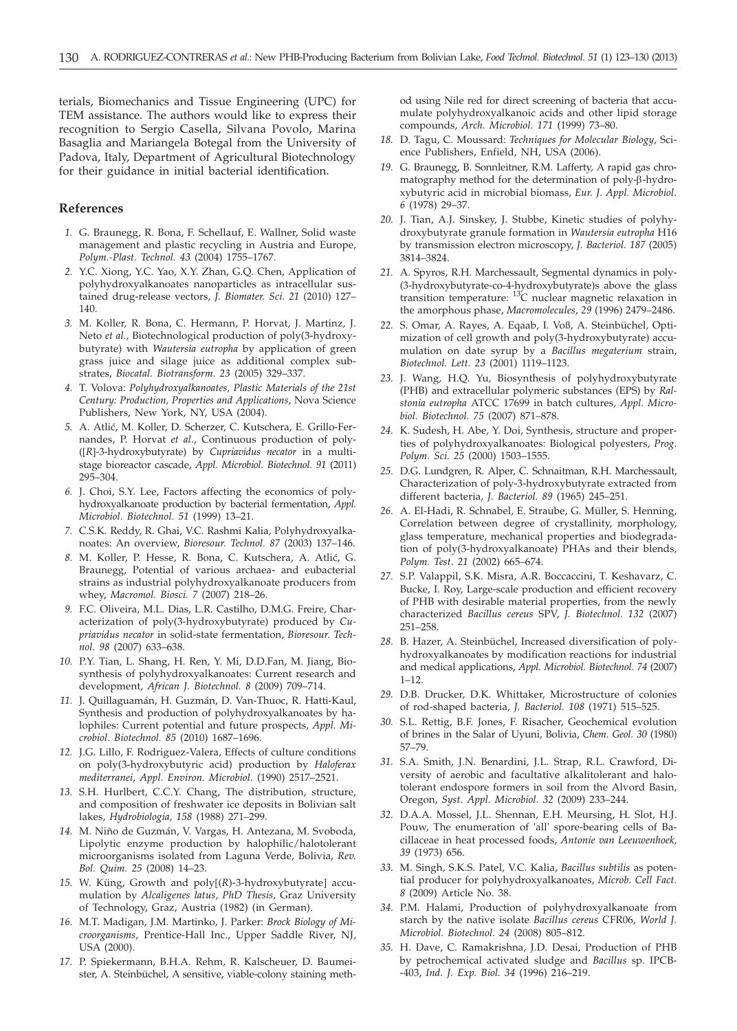terials, Biomechanics and Tissue Engineering (UPC) for TEM assistance. The authors would like to express their recognition to Sergio Casella, Silvana Povolo, Marina Basaglia and Mariangela Botegal from the University of Padova, Italy, Department of Agricultural Biotechnology for their guidance in initial bacterial identification.

## References

1. G. Braunegg, R. Bona, F. Schellauf, E. Wallner, Solid waste management and plastic recycling in Austria and Europe, *Polym.-Plast. Technol. 43* (2004) 1755–1767.
2. Y.C. Xiong, Y.C. Yao, X.Y. Zhan, G.Q. Chen, Application of polyhydroxyalkanoates nanoparticles as intracellular sustained drug-release vectors, *J. Biomater. Sci. 21* (2010) 127–140.
3. M. Koller, R. Bona, C. Hermann, P. Horvat, J. Martinz, J. Neto *et al.*, Biotechnological production of poly(3-hydroxybutyrate) with *Wautersia eutropha* by application of green grass juice and silage juice as additional complex substrates, *Biocatal. Biotransform. 23* (2005) 329–337.
4. T. Volova: *Polyhydroxyalkanoates, Plastic Materials of the 21st Century: Production, Properties and Applications*, Nova Science Publishers, New York, NY, USA (2004).
5. A. Atlić, M. Koller, D. Scherzer, C. Kutschera, E. Grillo-Fernandes, P. Horvat *et al.*, Continuous production of poly-([*R*]-3-hydroxybutyrate) by *Cupriavidus necator* in a multistage bioreactor cascade, *Appl. Microbiol. Biotechnol. 91* (2011) 295–304.
6. J. Choi, S.Y. Lee, Factors affecting the economics of polyhydroxyalkanoate production by bacterial fermentation, *Appl. Microbiol. Biotechnol. 51* (1999) 13–21.
7. C.S.K. Reddy, R. Ghai, V.C. Rashmi Kalia, Polyhydroxyalkanoates: An overview, *Bioresour. Technol. 87* (2003) 137–146.
8. M. Koller, P. Hesse, R. Bona, C. Kutschera, A. Atlić, G. Braunegg, Potential of various archaea- and eubacterial strains as industrial polyhydroxyalkanoate producers from whey, *Macromol. Biosci. 7* (2007) 218–26.
9. F.C. Oliveira, M.L. Dias, L.R. Castilho, D.M.G. Freire, Characterization of poly(3-hydroxybutyrate) produced by *Cupriavidus necator* in solid-state fermentation, *Bioresour. Technol. 98* (2007) 633–638.
10. P.Y. Tian, L. Shang, H. Ren, Y. Mi, D.D.Fan, M. Jiang, Biosynthesis of polyhydroxyalkanoates: Current research and development, *African J. Biotechnol. 8* (2009) 709–714.
11. J. Quillaguamán, H. Guzmán, D. Van-Thuoc, R. Hatti-Kaul, Synthesis and production of polyhydroxyalkanoates by halophiles: Current potential and future prospects, *Appl. Microbiol. Biotechnol. 85* (2010) 1687–1696.
12. J.G. Lillo, F. Rodriguez-Valera, Effects of culture conditions on poly(3-hydroxybutyric acid) production by *Haloferax mediterranei*, *Appl. Environ. Microbiol.* (1990) 2517–2521.
13. S.H. Hurlbert, C.C.Y. Chang, The distribution, structure, and composition of freshwater ice deposits in Bolivian salt lakes, *Hydrobiologia, 158* (1988) 271–299.
14. M. Niño de Guzmán, V. Vargas, H. Antezana, M. Svoboda, Lipolytic enzyme production by halophilic/halotolerant microorganisms isolated from Laguna Verde, Bolivia, *Rev. Bol. Quim. 25* (2008) 14–23.
15. W. Küng, Growth and poly[(*R*)-3-hydroxybutyrate] accumulation by *Alcaligenes latus*, *PhD Thesis*, Graz University of Technology, Graz, Austria (1982) (in German).
16. M.T. Madigan, J.M. Martinko, J. Parker: *Brock Biology of Microorganisms*, Prentice-Hall Inc., Upper Saddle River, NJ, USA (2000).
17. P. Spiekermann, B.H.A. Rehm, R. Kalscheuer, D. Baumeister, A. Steinbüchel, A sensitive, viable-colony staining method using Nile red for direct screening of bacteria that accumulate polyhydroxyalkanoic acids and other lipid storage compounds, *Arch. Microbiol. 171* (1999) 73–80.
18. D. Tagu, C. Moussard: *Techniques for Molecular Biology*, Science Publishers, Enfield, NH, USA (2006).
19. G. Braunegg, B. Sonnleitner, R.M. Lafferty, A rapid gas chromatography method for the determination of poly-β-hydroxybutyric acid in microbial biomass, *Eur. J. Appl. Microbiol. 6* (1978) 29–37.
20. J. Tian, A.J. Sinskey, J. Stubbe, Kinetic studies of polyhydroxybutyrate granule formation in *Wautersia eutropha* H16 by transmission electron microscopy, *J. Bacteriol. 187* (2005) 3814–3824.
21. A. Spyros, R.H. Marchessault, Segmental dynamics in poly-(3-hydroxybutyrate-co-4-hydroxybutyrate)s above the glass transition temperature: $^{13}$C nuclear magnetic relaxation in the amorphous phase, *Macromolecules, 29* (1996) 2479–2486.
22. S. Omar, A. Rayes, A. Eqaab, I. Voß, A. Steinbüchel, Optimization of cell growth and poly(3-hydroxybutyrate) accumulation on date syrup by a *Bacillus megaterium* strain, *Biotechnol. Lett. 23* (2001) 1119–1123.
23. J. Wang, H.Q. Yu, Biosynthesis of polyhydroxybutyrate (PHB) and extracellular polymeric substances (EPS) by *Ralstonia eutropha* ATCC 17699 in batch cultures, *Appl. Microbiol. Biotechnol. 75* (2007) 871–878.
24. K. Sudesh, H. Abe, Y. Doi, Synthesis, structure and properties of polyhydroxyalkanoates: Biological polyesters, *Prog. Polym. Sci. 25* (2000) 1503–1555.
25. D.G. Lundgren, R. Alper, C. Schnaitman, R.H. Marchessault, Characterization of poly-3-hydroxybutyrate extracted from different bacteria, *J. Bacteriol. 89* (1965) 245–251.
26. A. El-Hadi, R. Schnabel, E. Straube, G. Müller, S. Henning, Correlation between degree of crystallinity, morphology, glass temperature, mechanical properties and biodegradation of poly(3-hydroxyalkanoate) PHAs and their blends, *Polym. Test. 21* (2002) 665–674.
27. S.P. Valappil, S.K. Misra, A.R. Boccaccini, T. Keshavarz, C. Bucke, I. Roy, Large-scale production and efficient recovery of PHB with desirable material properties, from the newly characterized *Bacillus cereus* SPV, *J. Biotechnol. 132* (2007) 251–258.
28. B. Hazer, A. Steinbüchel, Increased diversification of polyhydroxyalkanoates by modification reactions for industrial and medical applications, *Appl. Microbiol. Biotechnol. 74* (2007) 1–12.
29. D.B. Drucker, D.K. Whittaker, Microstructure of colonies of rod-shaped bacteria, *J. Bacteriol. 108* (1971) 515–525.
30. S.L. Rettig, B.F. Jones, F. Risacher, Geochemical evolution of brines in the Salar of Uyuni, Bolivia, *Chem. Geol. 30* (1980) 57–79.
31. S.A. Smith, J.N. Benardini, J.L. Strap, R.L. Crawford, Diversity of aerobic and facultative alkalitolerant and halotolerant endospore formers in soil from the Alvord Basin, Oregon, *Syst. Appl. Microbiol. 32* (2009) 233–244.
32. D.A.A. Mossel, J.L. Shennan, E.H. Meursing, H. Slot, H.J. Pouw, The enumeration of 'all' spore-bearing cells of Bacillaceae in heat processed foods, *Antonie van Leeuwenhoek, 39* (1973) 656.
33. M. Singh, S.K.S. Patel, V.C. Kalia, *Bacillus subtilis* as potential producer for polyhydroxyalkanoates, *Microb. Cell Fact. 8* (2009) Article No. 38.
34. P.M. Halami, Production of polyhydroxyalkanoate from starch by the native isolate *Bacillus cereus* CFR06, *World J. Microbiol. Biotechnol. 24* (2008) 805–812.
35. H. Dave, C. Ramakrishna, J.D. Desai, Production of PHB by petrochemical activated sludge and *Bacillus* sp. IPCB--403, *Ind. J. Exp. Biol. 34* (1996) 216–219.